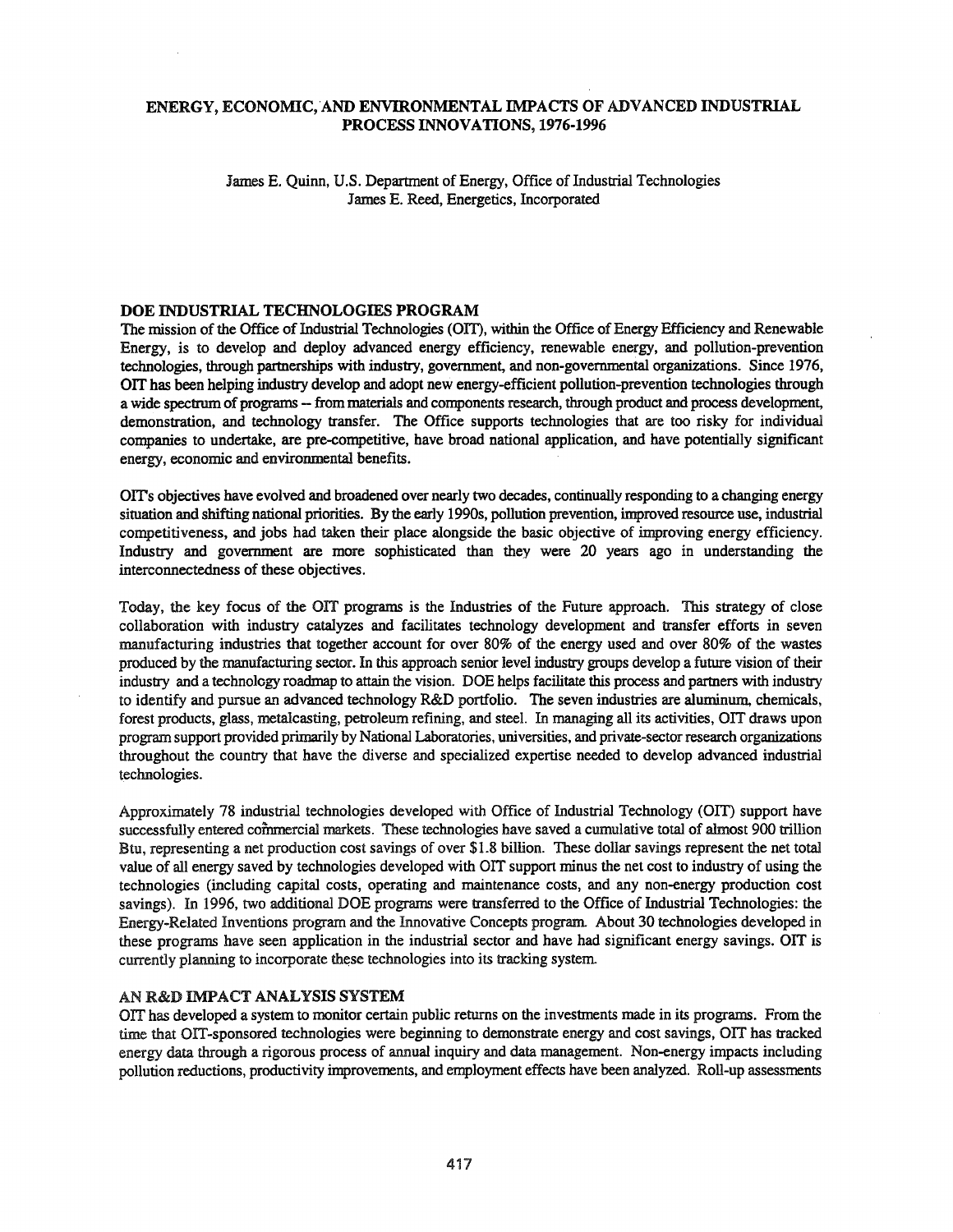# ENERGY, ECONOMIC, AND ENVIRONMENTAL IMPACTS OF ADVANCED INDUSTRIAL PROCESS INNOVATIONS, 1976-1996

James E. Quinn, U.S. Department of Energy, Office of Industrial Technologies
James E. Reed, Energetics, Incorporated

## DOE INDUSTRIAL TECHNOLOGIES PROGRAM

The mission of the Office of Industrial Technologies (OIT), within the Office of Energy Efficiency and Renewable Energy, is to develop and deploy advanced energy efficiency, renewable energy, and pollution-prevention technologies, through partnerships with industry, government, and non-governmental organizations. Since 1976, OIT has been helping industry develop and adopt new energy-efficient pollution-prevention technologies through a wide spectrum of programs -- from materials and components research, through product and process development, demonstration, and technology transfer. The Office supports technologies that are too risky for individual companies to undertake, are pre-competitive, have broad national application, and have potentially significant energy, economic and environmental benefits.

OIT's objectives have evolved and broadened over nearly two decades, continually responding to a changing energy situation and shifting national priorities. By the early 1990s, pollution prevention, improved resource use, industrial competitiveness, and jobs had taken their place alongside the basic objective of improving energy efficiency. Industry and government are more sophisticated than they were 20 years ago in understanding the interconnectedness of these objectives.

Today, the key focus of the OIT programs is the Industries of the Future approach. This strategy of close collaboration with industry catalyzes and facilitates technology development and transfer efforts in seven manufacturing industries that together account for over 80% of the energy used and over 80% of the wastes produced by the manufacturing sector. In this approach senior level industry groups develop a future vision of their industry and a technology roadmap to attain the vision. DOE helps facilitate this process and partners with industry to identify and pursue an advanced technology R&D portfolio. The seven industries are aluminum, chemicals, forest products, glass, metalcasting, petroleum refining, and steel. In managing all its activities, OIT draws upon program support provided primarily by National Laboratories, universities, and private-sector research organizations throughout the country that have the diverse and specialized expertise needed to develop advanced industrial technologies.

Approximately 78 industrial technologies developed with Office of Industrial Technology (OIT) support have successfully entered commercial markets. These technologies have saved a cumulative total of almost 900 trillion Btu, representing a net production cost savings of over $1.8 billion. These dollar savings represent the net total value of all energy saved by technologies developed with OIT support minus the net cost to industry of using the technologies (including capital costs, operating and maintenance costs, and any non-energy production cost savings). In 1996, two additional DOE programs were transferred to the Office of Industrial Technologies: the Energy-Related Inventions program and the Innovative Concepts program. About 30 technologies developed in these programs have seen application in the industrial sector and have had significant energy savings. OIT is currently planning to incorporate these technologies into its tracking system.

## AN R&D IMPACT ANALYSIS SYSTEM

OIT has developed a system to monitor certain public returns on the investments made in its programs. From the time that OIT-sponsored technologies were beginning to demonstrate energy and cost savings, OIT has tracked energy data through a rigorous process of annual inquiry and data management. Non-energy impacts including pollution reductions, productivity improvements, and employment effects have been analyzed. Roll-up assessments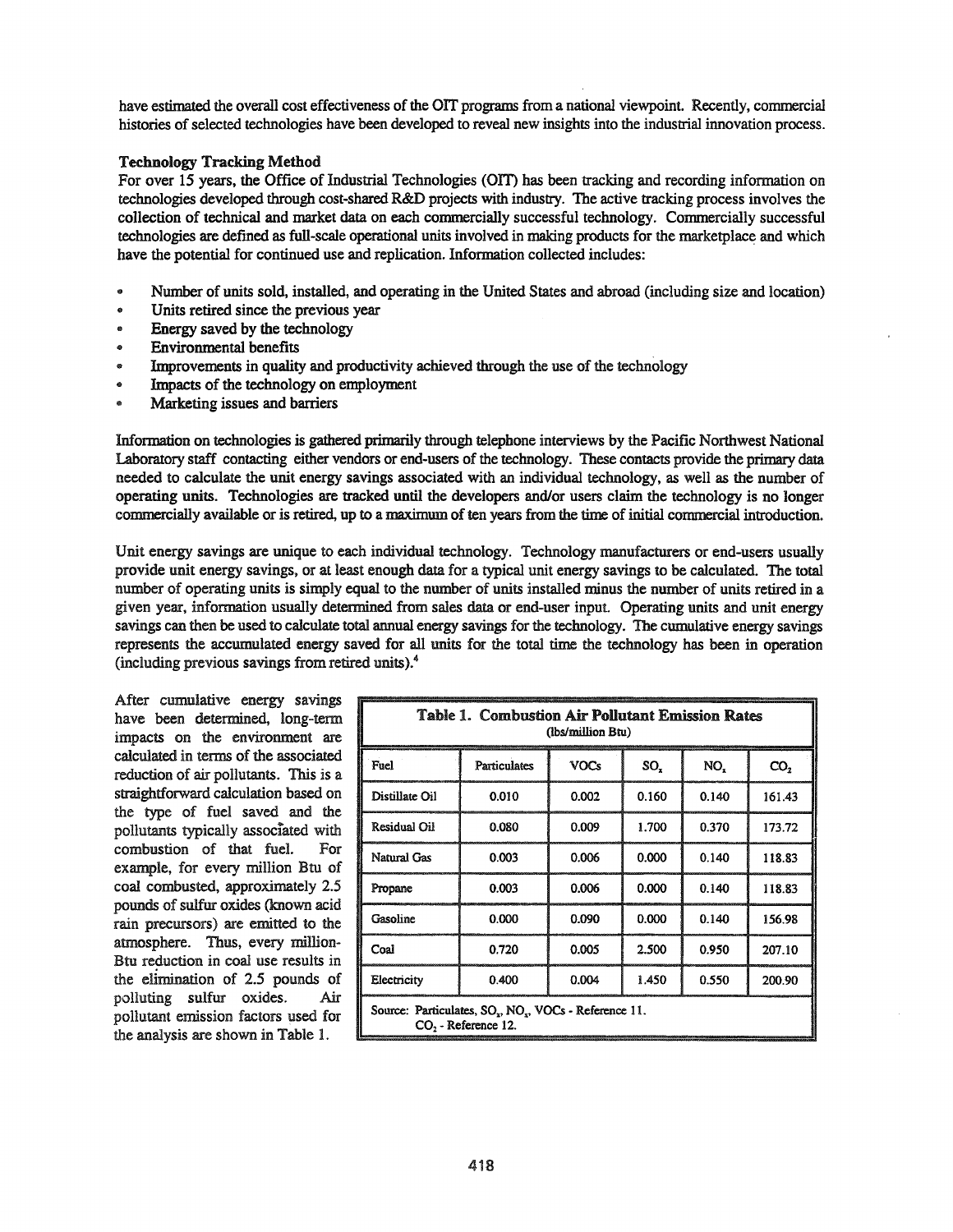have estimated the overall cost effectiveness of the OIT programs from a national viewpoint. Recently, commercial histories of selected technologies have been developed to reveal new insights into the industrial innovation process.

**Technology Tracking Method**

For over 15 years, the Office of Industrial Technologies (OIT) has been tracking and recording information on technologies developed through cost-shared R&D projects with industry. The active tracking process involves the collection of technical and market data on each commercially successful technology. Commercially successful technologies are defined as full-scale operational units involved in making products for the marketplace and which have the potential for continued use and replication. Information collected includes:

- Number of units sold, installed, and operating in the United States and abroad (including size and location)
- Units retired since the previous year
- Energy saved by the technology
- Environmental benefits
- Improvements in quality and productivity achieved through the use of the technology
- Impacts of the technology on employment
- Marketing issues and barriers

Information on technologies is gathered primarily through telephone interviews by the Pacific Northwest National Laboratory staff contacting either vendors or end-users of the technology. These contacts provide the primary data needed to calculate the unit energy savings associated with an individual technology, as well as the number of operating units. Technologies are tracked until the developers and/or users claim the technology is no longer commercially available or is retired, up to a maximum of ten years from the time of initial commercial introduction.

Unit energy savings are unique to each individual technology. Technology manufacturers or end-users usually provide unit energy savings, or at least enough data for a typical unit energy savings to be calculated. The total number of operating units is simply equal to the number of units installed minus the number of units retired in a given year, information usually determined from sales data or end-user input. Operating units and unit energy savings can then be used to calculate total annual energy savings for the technology. The cumulative energy savings represents the accumulated energy saved for all units for the total time the technology has been in operation (including previous savings from retired units).[4]

After cumulative energy savings have been determined, long-term impacts on the environment are calculated in terms of the associated reduction of air pollutants. This is a straightforward calculation based on the type of fuel saved and the pollutants typically associated with combustion of that fuel. For example, for every million Btu of coal combusted, approximately 2.5 pounds of sulfur oxides (known acid rain precursors) are emitted to the atmosphere. Thus, every million-Btu reduction in coal use results in the elimination of 2.5 pounds of polluting sulfur oxides. Air pollutant emission factors used for the analysis are shown in Table 1.

**Table 1. Combustion Air Pollutant Emission Rates**
(lbs/million Btu)

| Fuel | Particulates | VOCs | $SO_x$ | $NO_x$ | $CO_2$ |
|---|---|---|---|---|---|
| Distillate Oil | 0.010 | 0.002 | 0.160 | 0.140 | 161.43 |
| Residual Oil | 0.080 | 0.009 | 1.700 | 0.370 | 173.72 |
| Natural Gas | 0.003 | 0.006 | 0.000 | 0.140 | 118.83 |
| Propane | 0.003 | 0.006 | 0.000 | 0.140 | 118.83 |
| Gasoline | 0.000 | 0.090 | 0.000 | 0.140 | 156.98 |
| Coal | 0.720 | 0.005 | 2.500 | 0.950 | 207.10 |
| Electricity | 0.400 | 0.004 | 1.450 | 0.550 | 200.90 |

Source: Particulates, $SO_x$, $NO_x$, VOCs - Reference 11.
$CO_2$ - Reference 12.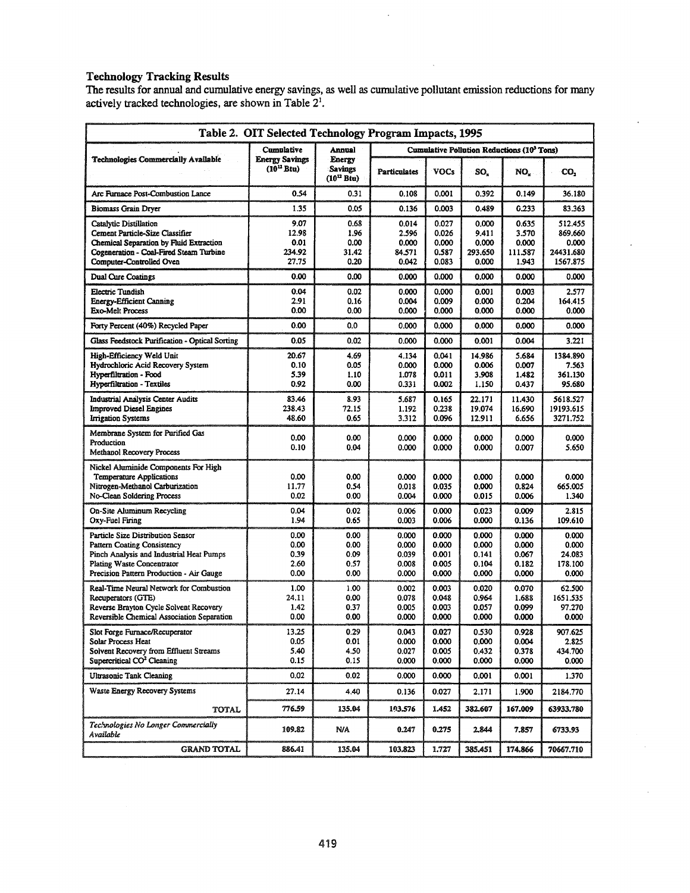## Technology Tracking Results

The results for annual and cumulative energy savings, as well as cumulative pollutant emission reductions for many actively tracked technologies, are shown in Table 2[1].

**Table 2. OIT Selected Technology Program Impacts, 1995**

| Technologies Commercially Available | Cumulative Energy Savings ($10^{12}$ Btu) | Annual Energy Savings ($10^{12}$ Btu) | Cumulative Pollution Reductions ($10^3$ Tons) | | | | |
|---|---|---|---|---|---|---|---|
| | | | Particulates | VOCs | $SO_x$ | $NO_x$ | $CO_2$ |
| Arc Furnace Post-Combustion Lance | 0.54 | 0.31 | 0.108 | 0.001 | 0.392 | 0.149 | 36.180 |
| Biomass Grain Dryer | 1.35 | 0.05 | 0.136 | 0.003 | 0.489 | 0.233 | 83.363 |
| Catalytic Distillation | 9.07 | 0.68 | 0.014 | 0.027 | 0.000 | 0.635 | 512.455 |
| Cement Particle-Size Classifier | 12.98 | 1.96 | 2.596 | 0.026 | 9.411 | 3.570 | 869.660 |
| Chemical Separation by Fluid Extraction | 0.01 | 0.00 | 0.000 | 0.000 | 0.000 | 0.000 | 0.000 |
| Cogeneration - Coal-Fired Steam Turbine | 234.92 | 31.42 | 84.571 | 0.587 | 293.650 | 111.587 | 24431.680 |
| Computer-Controlled Oven | 27.75 | 0.20 | 0.042 | 0.083 | 0.000 | 1.943 | 1567.875 |
| Dual Cure Coatings | 0.00 | 0.00 | 0.000 | 0.000 | 0.000 | 0.000 | 0.000 |
| Electric Tundish | 0.04 | 0.02 | 0.000 | 0.000 | 0.001 | 0.003 | 2.577 |
| Energy-Efficient Canning | 2.91 | 0.16 | 0.004 | 0.009 | 0.000 | 0.204 | 164.415 |
| Exo-Melt Process | 0.00 | 0.00 | 0.000 | 0.000 | 0.000 | 0.000 | 0.000 |
| Forty Percent (40%) Recycled Paper | 0.00 | 0.0 | 0.000 | 0.000 | 0.000 | 0.000 | 0.000 |
| Glass Feedstock Purification - Optical Sorting | 0.05 | 0.02 | 0.000 | 0.000 | 0.001 | 0.004 | 3.221 |
| High-Efficiency Weld Unit | 20.67 | 4.69 | 4.134 | 0.041 | 14.986 | 5.684 | 1384.890 |
| Hydrochloric Acid Recovery System | 0.10 | 0.05 | 0.000 | 0.000 | 0.006 | 0.007 | 7.563 |
| Hyperfiltration - Food | 5.39 | 1.10 | 1.078 | 0.011 | 3.908 | 1.482 | 361.130 |
| Hyperfiltration - Textiles | 0.92 | 0.00 | 0.331 | 0.002 | 1.150 | 0.437 | 95.680 |
| Industrial Analysis Center Audits | 83.46 | 8.93 | 5.687 | 0.165 | 22.171 | 11.430 | 5618.527 |
| Improved Diesel Engines | 238.43 | 72.15 | 1.192 | 0.238 | 19.074 | 16.690 | 19193.615 |
| Irrigation Systems | 48.60 | 0.65 | 3.312 | 0.096 | 12.911 | 6.656 | 3271.752 |
| Membrane System for Purified Gas Production | 0.00 | 0.00 | 0.000 | 0.000 | 0.000 | 0.000 | 0.000 |
| Methanol Recovery Process | 0.10 | 0.04 | 0.000 | 0.000 | 0.000 | 0.007 | 5.650 |
| Nickel Aluminide Components For High Temperature Applications | 0.00 | 0.00 | 0.000 | 0.000 | 0.000 | 0.000 | 0.000 |
| Nitrogen-Methanol Carburization | 11.77 | 0.54 | 0.018 | 0.035 | 0.000 | 0.824 | 665.005 |
| No-Clean Soldering Process | 0.02 | 0.00 | 0.004 | 0.000 | 0.015 | 0.006 | 1.340 |
| On-Site Aluminum Recycling | 0.04 | 0.02 | 0.006 | 0.000 | 0.023 | 0.009 | 2.815 |
| Oxy-Fuel Firing | 1.94 | 0.65 | 0.003 | 0.006 | 0.000 | 0.136 | 109.610 |
| Particle Size Distribution Sensor | 0.00 | 0.00 | 0.000 | 0.000 | 0.000 | 0.000 | 0.000 |
| Pattern Coating Consistency | 0.00 | 0.00 | 0.000 | 0.000 | 0.000 | 0.000 | 0.000 |
| Pinch Analysis and Industrial Heat Pumps | 0.39 | 0.09 | 0.039 | 0.001 | 0.141 | 0.067 | 24.083 |
| Plating Waste Concentrator | 2.60 | 0.57 | 0.008 | 0.005 | 0.104 | 0.182 | 178.100 |
| Precision Pattern Production - Air Gauge | 0.00 | 0.00 | 0.000 | 0.000 | 0.000 | 0.000 | 0.000 |
| Real-Time Neural Network for Combustion | 1.00 | 1.00 | 0.002 | 0.003 | 0.020 | 0.070 | 62.500 |
| Recuperators (GTE) | 24.11 | 0.00 | 0.078 | 0.048 | 0.964 | 1.688 | 1651.535 |
| Reverse Brayton Cycle Solvent Recovery | 1.42 | 0.37 | 0.005 | 0.003 | 0.057 | 0.099 | 97.270 |
| Reversible Chemical Association Separation | 0.00 | 0.00 | 0.000 | 0.000 | 0.000 | 0.000 | 0.000 |
| Slot Forge Furnace/Recuperator | 13.25 | 0.29 | 0.043 | 0.027 | 0.530 | 0.928 | 907.625 |
| Solar Process Heat | 0.05 | 0.01 | 0.000 | 0.000 | 0.000 | 0.004 | 2.825 |
| Solvent Recovery from Effluent Streams | 5.40 | 4.50 | 0.027 | 0.005 | 0.432 | 0.378 | 434.700 |
| Supercritical $CO^2$ Cleaning | 0.15 | 0.15 | 0.000 | 0.000 | 0.000 | 0.000 | 0.000 |
| Ultrasonic Tank Cleaning | 0.02 | 0.02 | 0.000 | 0.000 | 0.001 | 0.001 | 1.370 |
| Waste Energy Recovery Systems | 27.14 | 4.40 | 0.136 | 0.027 | 2.171 | 1.900 | 2184.770 |
| TOTAL | 776.59 | 135.04 | 103.576 | 1.452 | 382.607 | 167.009 | 63933.780 |
| *Technologies No Longer Commercially Available* | 109.82 | N/A | 0.247 | 0.275 | 2.844 | 7.857 | 6733.93 |
| GRAND TOTAL | 886.41 | 135.04 | 103.823 | 1.727 | 385.451 | 174.866 | 70667.710 |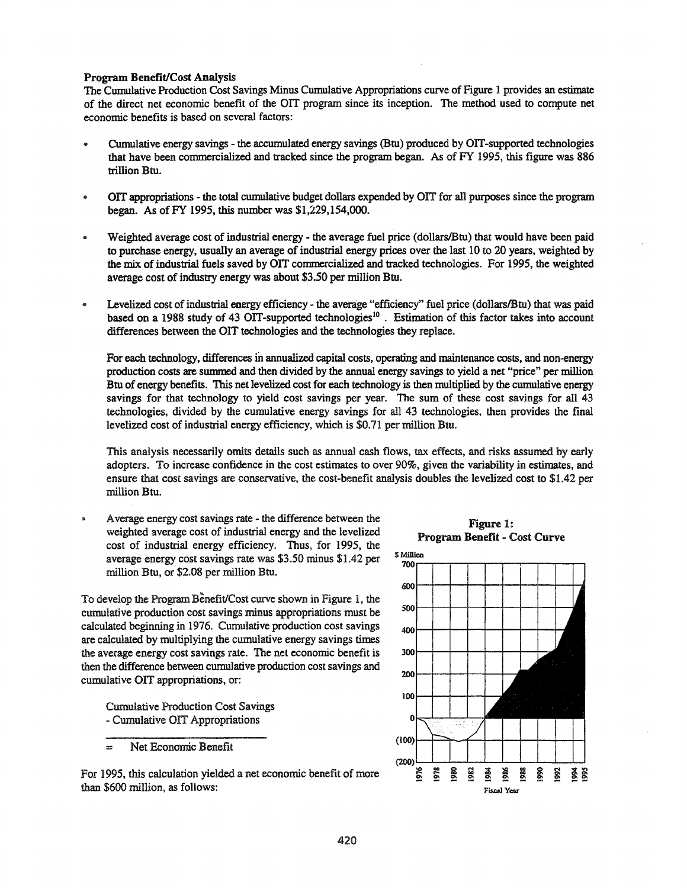**Program Benefit/Cost Analysis**

The Cumulative Production Cost Savings Minus Cumulative Appropriations curve of Figure 1 provides an estimate of the direct net economic benefit of the OIT program since its inception. The method used to compute net economic benefits is based on several factors:

- Cumulative energy savings - the accumulated energy savings (Btu) produced by OIT-supported technologies that have been commercialized and tracked since the program began. As of FY 1995, this figure was 886 trillion Btu.

- OIT appropriations - the total cumulative budget dollars expended by OIT for all purposes since the program began. As of FY 1995, this number was $1,229,154,000.

- Weighted average cost of industrial energy - the average fuel price (dollars/Btu) that would have been paid to purchase energy, usually an average of industrial energy prices over the last 10 to 20 years, weighted by the mix of industrial fuels saved by OIT commercialized and tracked technologies. For 1995, the weighted average cost of industry energy was about $3.50 per million Btu.

- Levelized cost of industrial energy efficiency - the average "efficiency" fuel price (dollars/Btu) that was paid based on a 1988 study of 43 OIT-supported technologies[10]. Estimation of this factor takes into account differences between the OIT technologies and the technologies they replace.

  For each technology, differences in annualized capital costs, operating and maintenance costs, and non-energy production costs are summed and then divided by the annual energy savings to yield a net "price" per million Btu of energy benefits. This net levelized cost for each technology is then multiplied by the cumulative energy savings for that technology to yield cost savings per year. The sum of these cost savings for all 43 technologies, divided by the cumulative energy savings for all 43 technologies, then provides the final levelized cost of industrial energy efficiency, which is $0.71 per million Btu.

  This analysis necessarily omits details such as annual cash flows, tax effects, and risks assumed by early adopters. To increase confidence in the cost estimates to over 90%, given the variability in estimates, and ensure that cost savings are conservative, the cost-benefit analysis doubles the levelized cost to $1.42 per million Btu.

- Average energy cost savings rate - the difference between the weighted average cost of industrial energy and the levelized cost of industrial energy efficiency. Thus, for 1995, the average energy cost savings rate was $3.50 minus $1.42 per million Btu, or $2.08 per million Btu.

To develop the Program Benefit/Cost curve shown in Figure 1, the cumulative production cost savings minus appropriations must be calculated beginning in 1976. Cumulative production cost savings are calculated by multiplying the cumulative energy savings times the average energy cost savings rate. The net economic benefit is then the difference between cumulative production cost savings and cumulative OIT appropriations, or:

Cumulative Production Cost Savings
- Cumulative OIT Appropriations

= Net Economic Benefit

For 1995, this calculation yielded a net economic benefit of more than $600 million, as follows:

**Figure 1:**
**Program Benefit - Cost Curve**

$ Million
700
600
500
400
300
200
100
0
(100)
(200)
1976 1978 1980 1982 1984 1986 1988 1990 1992 1994 1995
Fiscal Year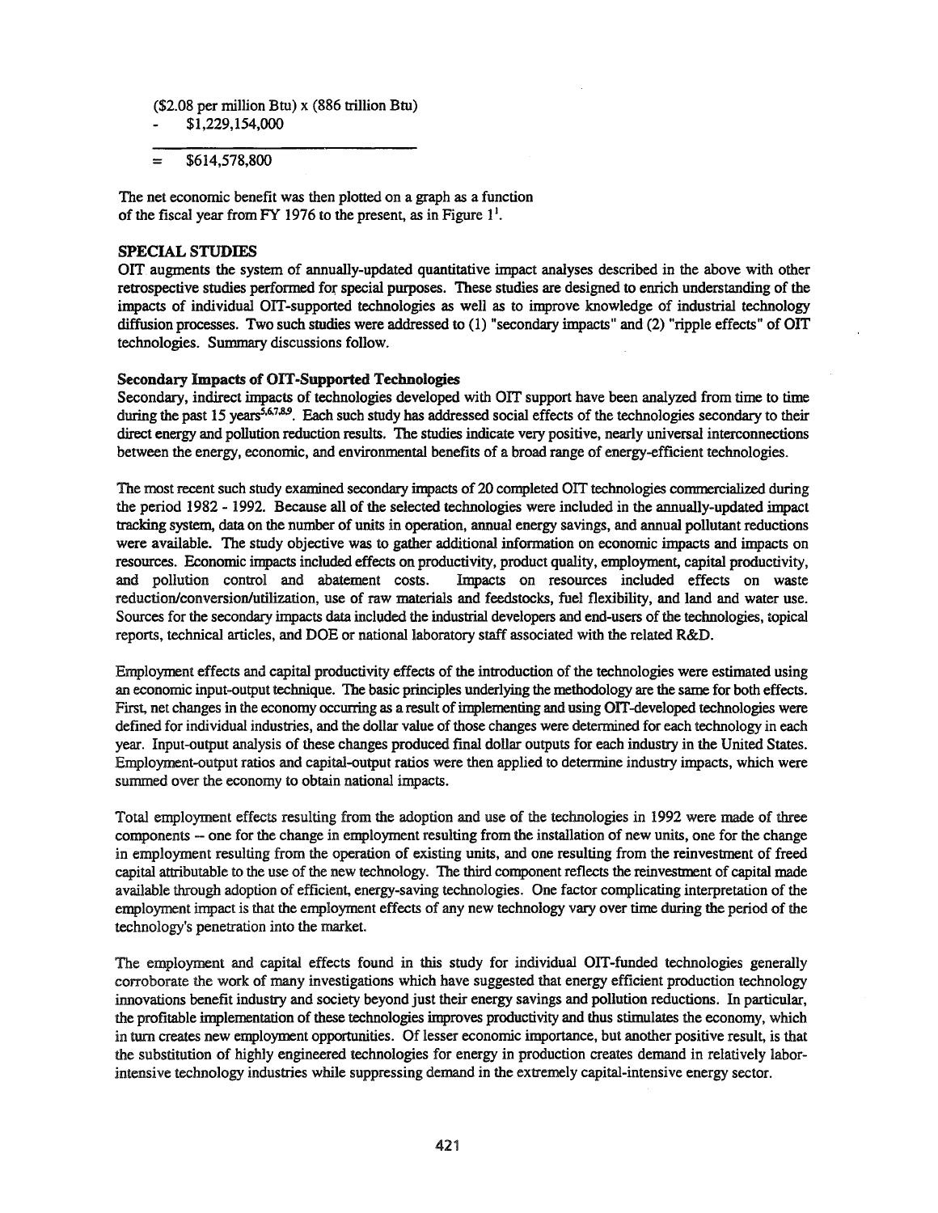($2.08 per million Btu) x (886 trillion Btu)

\- $1,229,154,000

= $614,578,800

The net economic benefit was then plotted on a graph as a function of the fiscal year from FY 1976 to the present, as in Figure 1[1].

## SPECIAL STUDIES

OIT augments the system of annually-updated quantitative impact analyses described in the above with other retrospective studies performed for special purposes. These studies are designed to enrich understanding of the impacts of individual OIT-supported technologies as well as to improve knowledge of industrial technology diffusion processes. Two such studies were addressed to (1) "secondary impacts" and (2) "ripple effects" of OIT technologies. Summary discussions follow.

### Secondary Impacts of OIT-Supported Technologies

Secondary, indirect impacts of technologies developed with OIT support have been analyzed from time to time during the past 15 years[5,6,7,8,9]. Each such study has addressed social effects of the technologies secondary to their direct energy and pollution reduction results. The studies indicate very positive, nearly universal interconnections between the energy, economic, and environmental benefits of a broad range of energy-efficient technologies.

The most recent such study examined secondary impacts of 20 completed OIT technologies commercialized during the period 1982 - 1992. Because all of the selected technologies were included in the annually-updated impact tracking system, data on the number of units in operation, annual energy savings, and annual pollutant reductions were available. The study objective was to gather additional information on economic impacts and impacts on resources. Economic impacts included effects on productivity, product quality, employment, capital productivity, and pollution control and abatement costs. Impacts on resources included effects on waste reduction/conversion/utilization, use of raw materials and feedstocks, fuel flexibility, and land and water use. Sources for the secondary impacts data included the industrial developers and end-users of the technologies, topical reports, technical articles, and DOE or national laboratory staff associated with the related R&D.

Employment effects and capital productivity effects of the introduction of the technologies were estimated using an economic input-output technique. The basic principles underlying the methodology are the same for both effects. First, net changes in the economy occurring as a result of implementing and using OIT-developed technologies were defined for individual industries, and the dollar value of those changes were determined for each technology in each year. Input-output analysis of these changes produced final dollar outputs for each industry in the United States. Employment-output ratios and capital-output ratios were then applied to determine industry impacts, which were summed over the economy to obtain national impacts.

Total employment effects resulting from the adoption and use of the technologies in 1992 were made of three components -- one for the change in employment resulting from the installation of new units, one for the change in employment resulting from the operation of existing units, and one resulting from the reinvestment of freed capital attributable to the use of the new technology. The third component reflects the reinvestment of capital made available through adoption of efficient, energy-saving technologies. One factor complicating interpretation of the employment impact is that the employment effects of any new technology vary over time during the period of the technology's penetration into the market.

The employment and capital effects found in this study for individual OIT-funded technologies generally corroborate the work of many investigations which have suggested that energy efficient production technology innovations benefit industry and society beyond just their energy savings and pollution reductions. In particular, the profitable implementation of these technologies improves productivity and thus stimulates the economy, which in turn creates new employment opportunities. Of lesser economic importance, but another positive result, is that the substitution of highly engineered technologies for energy in production creates demand in relatively labor-intensive technology industries while suppressing demand in the extremely capital-intensive energy sector.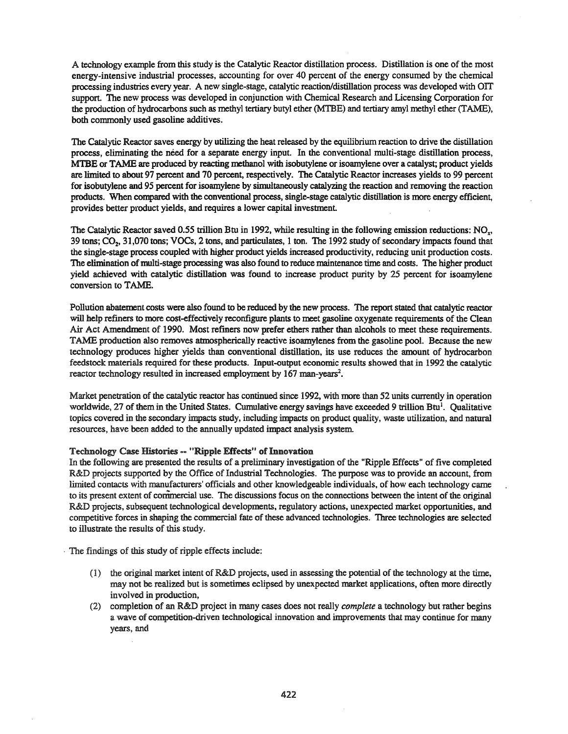A technology example from this study is the Catalytic Reactor distillation process. Distillation is one of the most energy-intensive industrial processes, accounting for over 40 percent of the energy consumed by the chemical processing industries every year. A new single-stage, catalytic reaction/distillation process was developed with OIT support. The new process was developed in conjunction with Chemical Research and Licensing Corporation for the production of hydrocarbons such as methyl tertiary butyl ether (MTBE) and tertiary amyl methyl ether (TAME), both commonly used gasoline additives.

The Catalytic Reactor saves energy by utilizing the heat released by the equilibrium reaction to drive the distillation process, eliminating the need for a separate energy input. In the conventional multi-stage distillation process, MTBE or TAME are produced by reacting methanol with isobutylene or isoamylene over a catalyst; product yields are limited to about 97 percent and 70 percent, respectively. The Catalytic Reactor increases yields to 99 percent for isobutylene and 95 percent for isoamylene by simultaneously catalyzing the reaction and removing the reaction products. When compared with the conventional process, single-stage catalytic distillation is more energy efficient, provides better product yields, and requires a lower capital investment.

The Catalytic Reactor saved 0.55 trillion Btu in 1992, while resulting in the following emission reductions: $NO_x$, 39 tons; $CO_2$, 31,070 tons; VOCs, 2 tons, and particulates, 1 ton. The 1992 study of secondary impacts found that the single-stage process coupled with higher product yields increased productivity, reducing unit production costs. The elimination of multi-stage processing was also found to reduce maintenance time and costs. The higher product yield achieved with catalytic distillation was found to increase product purity by 25 percent for isoamylene conversion to TAME.

Pollution abatement costs were also found to be reduced by the new process. The report stated that catalytic reactor will help refiners to more cost-effectively reconfigure plants to meet gasoline oxygenate requirements of the Clean Air Act Amendment of 1990. Most refiners now prefer ethers rather than alcohols to meet these requirements. TAME production also removes atmospherically reactive isoamylenes from the gasoline pool. Because the new technology produces higher yields than conventional distillation, its use reduces the amount of hydrocarbon feedstock materials required for these products. Input-output economic results showed that in 1992 the catalytic reactor technology resulted in increased employment by 167 man-years[2].

Market penetration of the catalytic reactor has continued since 1992, with more than 52 units currently in operation worldwide, 27 of them in the United States. Cumulative energy savings have exceeded 9 trillion Btu[1]. Qualitative topics covered in the secondary impacts study, including impacts on product quality, waste utilization, and natural resources, have been added to the annually updated impact analysis system.

**Technology Case Histories -- "Ripple Effects" of Innovation**

In the following are presented the results of a preliminary investigation of the "Ripple Effects" of five completed R&D projects supported by the Office of Industrial Technologies. The purpose was to provide an account, from limited contacts with manufacturers' officials and other knowledgeable individuals, of how each technology came to its present extent of commercial use. The discussions focus on the connections between the intent of the original R&D projects, subsequent technological developments, regulatory actions, unexpected market opportunities, and competitive forces in shaping the commercial fate of these advanced technologies. Three technologies are selected to illustrate the results of this study.

The findings of this study of ripple effects include:

(1) the original market intent of R&D projects, used in assessing the potential of the technology at the time, may not be realized but is sometimes eclipsed by unexpected market applications, often more directly involved in production,

(2) completion of an R&D project in many cases does not really *complete* a technology but rather begins a wave of competition-driven technological innovation and improvements that may continue for many years, and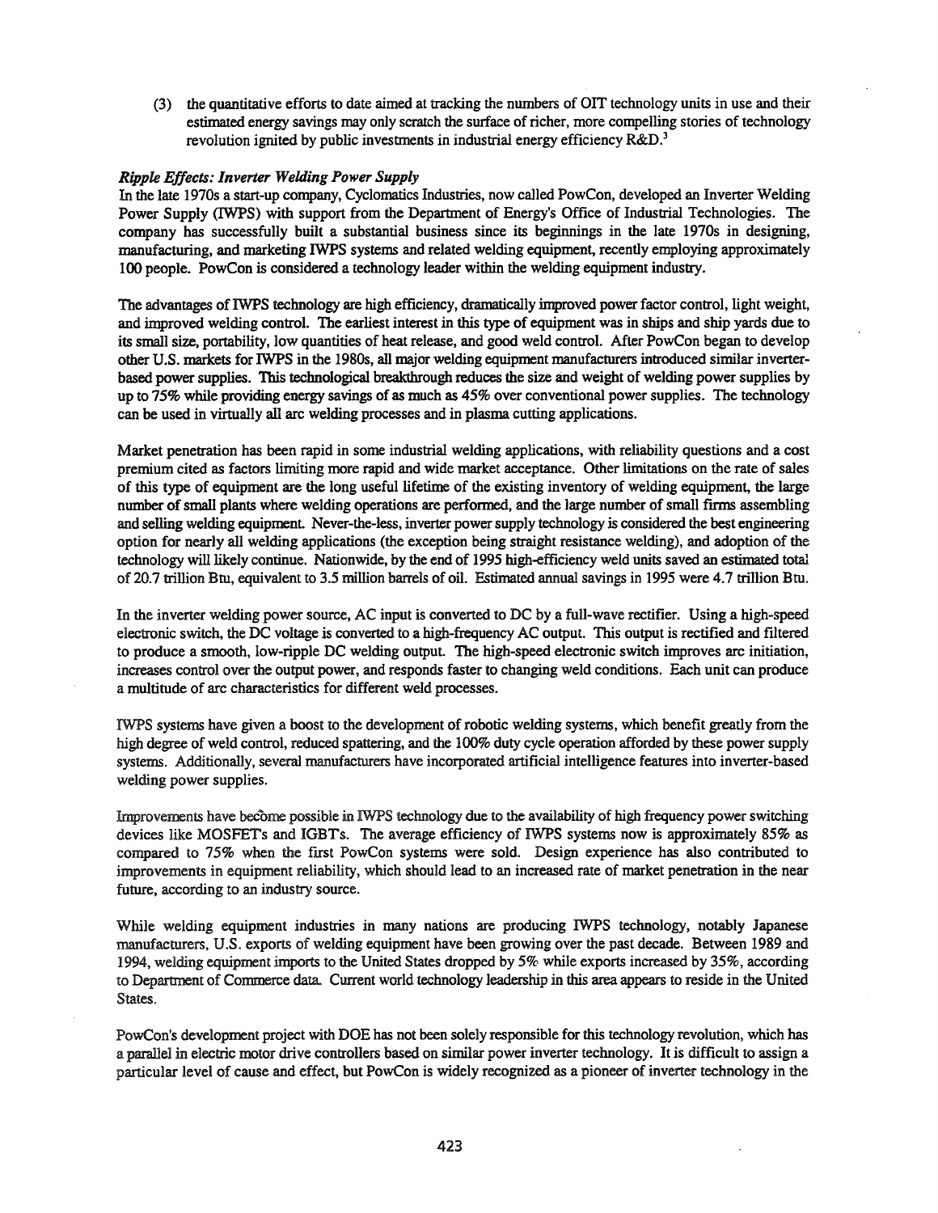(3) the quantitative efforts to date aimed at tracking the numbers of OIT technology units in use and their estimated energy savings may only scratch the surface of richer, more compelling stories of technology revolution ignited by public investments in industrial energy efficiency R&D.[3]

***Ripple Effects: Inverter Welding Power Supply***

In the late 1970s a start-up company, Cyclomatics Industries, now called PowCon, developed an Inverter Welding Power Supply (IWPS) with support from the Department of Energy's Office of Industrial Technologies. The company has successfully built a substantial business since its beginnings in the late 1970s in designing, manufacturing, and marketing IWPS systems and related welding equipment, recently employing approximately 100 people. PowCon is considered a technology leader within the welding equipment industry.

The advantages of IWPS technology are high efficiency, dramatically improved power factor control, light weight, and improved welding control. The earliest interest in this type of equipment was in ships and ship yards due to its small size, portability, low quantities of heat release, and good weld control. After PowCon began to develop other U.S. markets for IWPS in the 1980s, all major welding equipment manufacturers introduced similar inverter-based power supplies. This technological breakthrough reduces the size and weight of welding power supplies by up to 75% while providing energy savings of as much as 45% over conventional power supplies. The technology can be used in virtually all arc welding processes and in plasma cutting applications.

Market penetration has been rapid in some industrial welding applications, with reliability questions and a cost premium cited as factors limiting more rapid and wide market acceptance. Other limitations on the rate of sales of this type of equipment are the long useful lifetime of the existing inventory of welding equipment, the large number of small plants where welding operations are performed, and the large number of small firms assembling and selling welding equipment. Never-the-less, inverter power supply technology is considered the best engineering option for nearly all welding applications (the exception being straight resistance welding), and adoption of the technology will likely continue. Nationwide, by the end of 1995 high-efficiency weld units saved an estimated total of 20.7 trillion Btu, equivalent to 3.5 million barrels of oil. Estimated annual savings in 1995 were 4.7 trillion Btu.

In the inverter welding power source, AC input is converted to DC by a full-wave rectifier. Using a high-speed electronic switch, the DC voltage is converted to a high-frequency AC output. This output is rectified and filtered to produce a smooth, low-ripple DC welding output. The high-speed electronic switch improves arc initiation, increases control over the output power, and responds faster to changing weld conditions. Each unit can produce a multitude of arc characteristics for different weld processes.

IWPS systems have given a boost to the development of robotic welding systems, which benefit greatly from the high degree of weld control, reduced spattering, and the 100% duty cycle operation afforded by these power supply systems. Additionally, several manufacturers have incorporated artificial intelligence features into inverter-based welding power supplies.

Improvements have become possible in IWPS technology due to the availability of high frequency power switching devices like MOSFETs and IGBTs. The average efficiency of IWPS systems now is approximately 85% as compared to 75% when the first PowCon systems were sold. Design experience has also contributed to improvements in equipment reliability, which should lead to an increased rate of market penetration in the near future, according to an industry source.

While welding equipment industries in many nations are producing IWPS technology, notably Japanese manufacturers, U.S. exports of welding equipment have been growing over the past decade. Between 1989 and 1994, welding equipment imports to the United States dropped by 5% while exports increased by 35%, according to Department of Commerce data. Current world technology leadership in this area appears to reside in the United States.

PowCon's development project with DOE has not been solely responsible for this technology revolution, which has a parallel in electric motor drive controllers based on similar power inverter technology. It is difficult to assign a particular level of cause and effect, but PowCon is widely recognized as a pioneer of inverter technology in the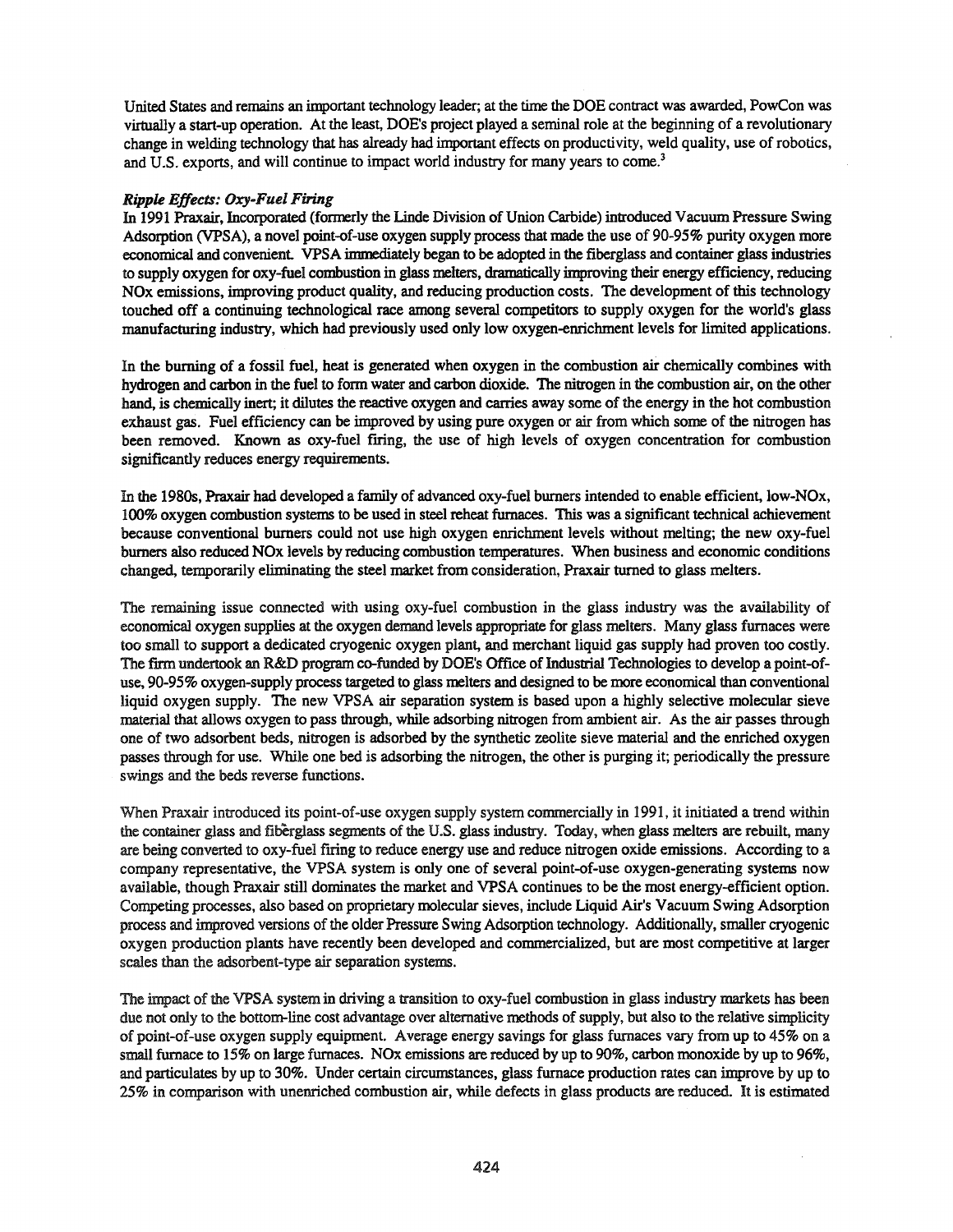United States and remains an important technology leader; at the time the DOE contract was awarded, PowCon was virtually a start-up operation. At the least, DOE's project played a seminal role at the beginning of a revolutionary change in welding technology that has already had important effects on productivity, weld quality, use of robotics, and U.S. exports, and will continue to impact world industry for many years to come.[3]

### *Ripple Effects: Oxy-Fuel Firing*

In 1991 Praxair, Incorporated (formerly the Linde Division of Union Carbide) introduced Vacuum Pressure Swing Adsorption (VPSA), a novel point-of-use oxygen supply process that made the use of 90-95% purity oxygen more economical and convenient. VPSA immediately began to be adopted in the fiberglass and container glass industries to supply oxygen for oxy-fuel combustion in glass melters, dramatically improving their energy efficiency, reducing NOx emissions, improving product quality, and reducing production costs. The development of this technology touched off a continuing technological race among several competitors to supply oxygen for the world's glass manufacturing industry, which had previously used only low oxygen-enrichment levels for limited applications.

In the burning of a fossil fuel, heat is generated when oxygen in the combustion air chemically combines with hydrogen and carbon in the fuel to form water and carbon dioxide. The nitrogen in the combustion air, on the other hand, is chemically inert; it dilutes the reactive oxygen and carries away some of the energy in the hot combustion exhaust gas. Fuel efficiency can be improved by using pure oxygen or air from which some of the nitrogen has been removed. Known as oxy-fuel firing, the use of high levels of oxygen concentration for combustion significantly reduces energy requirements.

In the 1980s, Praxair had developed a family of advanced oxy-fuel burners intended to enable efficient, low-NOx, 100% oxygen combustion systems to be used in steel reheat furnaces. This was a significant technical achievement because conventional burners could not use high oxygen enrichment levels without melting; the new oxy-fuel burners also reduced NOx levels by reducing combustion temperatures. When business and economic conditions changed, temporarily eliminating the steel market from consideration, Praxair turned to glass melters.

The remaining issue connected with using oxy-fuel combustion in the glass industry was the availability of economical oxygen supplies at the oxygen demand levels appropriate for glass melters. Many glass furnaces were too small to support a dedicated cryogenic oxygen plant, and merchant liquid gas supply had proven too costly. The firm undertook an R&D program co-funded by DOE's Office of Industrial Technologies to develop a point-of-use, 90-95% oxygen-supply process targeted to glass melters and designed to be more economical than conventional liquid oxygen supply. The new VPSA air separation system is based upon a highly selective molecular sieve material that allows oxygen to pass through, while adsorbing nitrogen from ambient air. As the air passes through one of two adsorbent beds, nitrogen is adsorbed by the synthetic zeolite sieve material and the enriched oxygen passes through for use. While one bed is adsorbing the nitrogen, the other is purging it; periodically the pressure swings and the beds reverse functions.

When Praxair introduced its point-of-use oxygen supply system commercially in 1991, it initiated a trend within the container glass and fiberglass segments of the U.S. glass industry. Today, when glass melters are rebuilt, many are being converted to oxy-fuel firing to reduce energy use and reduce nitrogen oxide emissions. According to a company representative, the VPSA system is only one of several point-of-use oxygen-generating systems now available, though Praxair still dominates the market and VPSA continues to be the most energy-efficient option. Competing processes, also based on proprietary molecular sieves, include Liquid Air's Vacuum Swing Adsorption process and improved versions of the older Pressure Swing Adsorption technology. Additionally, smaller cryogenic oxygen production plants have recently been developed and commercialized, but are most competitive at larger scales than the adsorbent-type air separation systems.

The impact of the VPSA system in driving a transition to oxy-fuel combustion in glass industry markets has been due not only to the bottom-line cost advantage over alternative methods of supply, but also to the relative simplicity of point-of-use oxygen supply equipment. Average energy savings for glass furnaces vary from up to 45% on a small furnace to 15% on large furnaces. NOx emissions are reduced by up to 90%, carbon monoxide by up to 96%, and particulates by up to 30%. Under certain circumstances, glass furnace production rates can improve by up to 25% in comparison with unenriched combustion air, while defects in glass products are reduced. It is estimated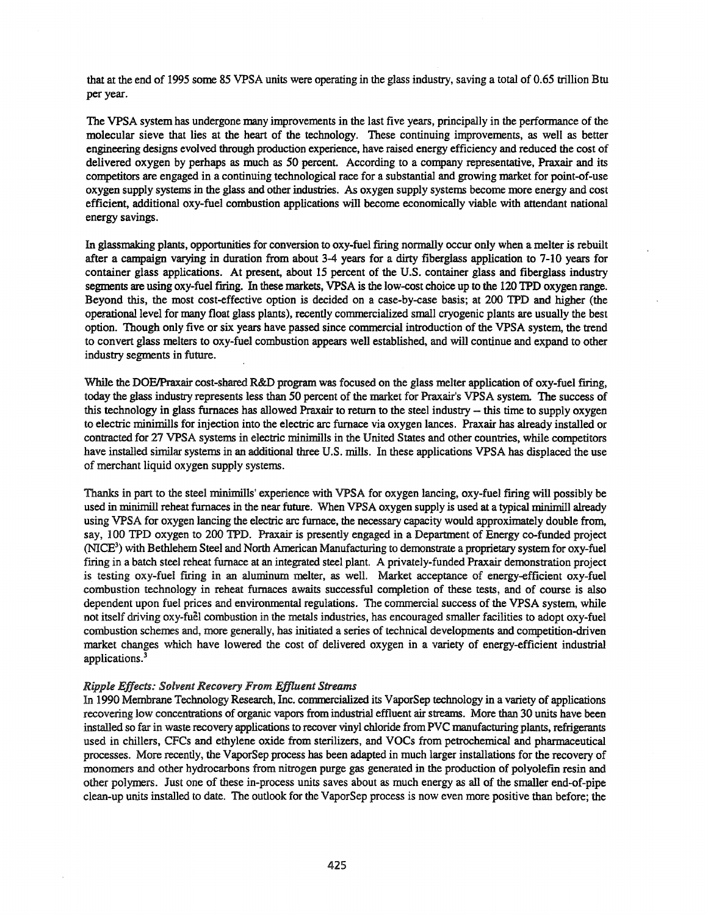that at the end of 1995 some 85 VPSA units were operating in the glass industry, saving a total of 0.65 trillion Btu per year.

The VPSA system has undergone many improvements in the last five years, principally in the performance of the molecular sieve that lies at the heart of the technology. These continuing improvements, as well as better engineering designs evolved through production experience, have raised energy efficiency and reduced the cost of delivered oxygen by perhaps as much as 50 percent. According to a company representative, Praxair and its competitors are engaged in a continuing technological race for a substantial and growing market for point-of-use oxygen supply systems in the glass and other industries. As oxygen supply systems become more energy and cost efficient, additional oxy-fuel combustion applications will become economically viable with attendant national energy savings.

In glassmaking plants, opportunities for conversion to oxy-fuel firing normally occur only when a melter is rebuilt after a campaign varying in duration from about 3-4 years for a dirty fiberglass application to 7-10 years for container glass applications. At present, about 15 percent of the U.S. container glass and fiberglass industry segments are using oxy-fuel firing. In these markets, VPSA is the low-cost choice up to the 120 TPD oxygen range. Beyond this, the most cost-effective option is decided on a case-by-case basis; at 200 TPD and higher (the operational level for many float glass plants), recently commercialized small cryogenic plants are usually the best option. Though only five or six years have passed since commercial introduction of the VPSA system, the trend to convert glass melters to oxy-fuel combustion appears well established, and will continue and expand to other industry segments in future.

While the DOE/Praxair cost-shared R&D program was focused on the glass melter application of oxy-fuel firing, today the glass industry represents less than 50 percent of the market for Praxair's VPSA system. The success of this technology in glass furnaces has allowed Praxair to return to the steel industry -- this time to supply oxygen to electric minimills for injection into the electric arc furnace via oxygen lances. Praxair has already installed or contracted for 27 VPSA systems in electric minimills in the United States and other countries, while competitors have installed similar systems in an additional three U.S. mills. In these applications VPSA has displaced the use of merchant liquid oxygen supply systems.

Thanks in part to the steel minimills' experience with VPSA for oxygen lancing, oxy-fuel firing will possibly be used in minimill reheat furnaces in the near future. When VPSA oxygen supply is used at a typical minimill already using VPSA for oxygen lancing the electric arc furnace, the necessary capacity would approximately double from, say, 100 TPD oxygen to 200 TPD. Praxair is presently engaged in a Department of Energy co-funded project ($NICE^3$) with Bethlehem Steel and North American Manufacturing to demonstrate a proprietary system for oxy-fuel firing in a batch steel reheat furnace at an integrated steel plant. A privately-funded Praxair demonstration project is testing oxy-fuel firing in an aluminum melter, as well. Market acceptance of energy-efficient oxy-fuel combustion technology in reheat furnaces awaits successful completion of these tests, and of course is also dependent upon fuel prices and environmental regulations. The commercial success of the VPSA system, while not itself driving oxy-fuel combustion in the metals industries, has encouraged smaller facilities to adopt oxy-fuel combustion schemes and, more generally, has initiated a series of technical developments and competition-driven market changes which have lowered the cost of delivered oxygen in a variety of energy-efficient industrial applications.[3]

*Ripple Effects: Solvent Recovery From Effluent Streams*

In 1990 Membrane Technology Research, Inc. commercialized its VaporSep technology in a variety of applications recovering low concentrations of organic vapors from industrial effluent air streams. More than 30 units have been installed so far in waste recovery applications to recover vinyl chloride from PVC manufacturing plants, refrigerants used in chillers, CFCs and ethylene oxide from sterilizers, and VOCs from petrochemical and pharmaceutical processes. More recently, the VaporSep process has been adapted in much larger installations for the recovery of monomers and other hydrocarbons from nitrogen purge gas generated in the production of polyolefin resin and other polymers. Just one of these in-process units saves about as much energy as all of the smaller end-of-pipe clean-up units installed to date. The outlook for the VaporSep process is now even more positive than before; the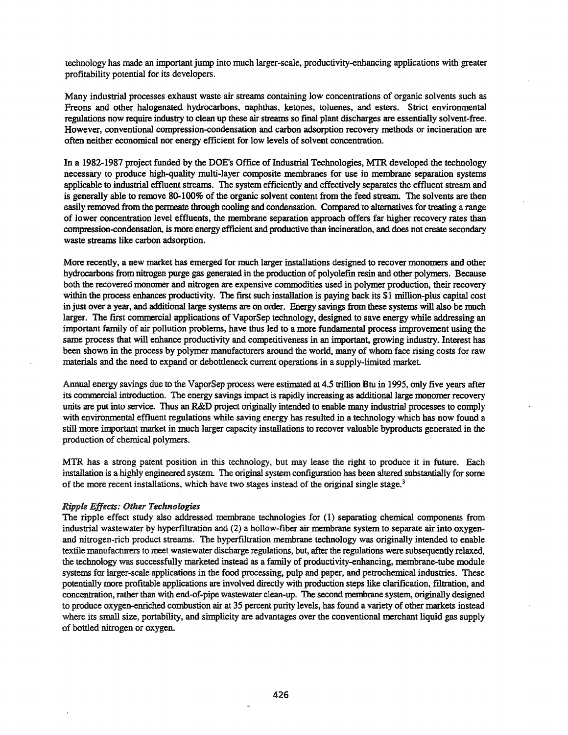technology has made an important jump into much larger-scale, productivity-enhancing applications with greater profitability potential for its developers.

Many industrial processes exhaust waste air streams containing low concentrations of organic solvents such as Freons and other halogenated hydrocarbons, naphthas, ketones, toluenes, and esters. Strict environmental regulations now require industry to clean up these air streams so final plant discharges are essentially solvent-free. However, conventional compression-condensation and carbon adsorption recovery methods or incineration are often neither economical nor energy efficient for low levels of solvent concentration.

In a 1982-1987 project funded by the DOE's Office of Industrial Technologies, MTR developed the technology necessary to produce high-quality multi-layer composite membranes for use in membrane separation systems applicable to industrial effluent streams. The system efficiently and effectively separates the effluent stream and is generally able to remove 80-100% of the organic solvent content from the feed stream. The solvents are then easily removed from the permeate through cooling and condensation. Compared to alternatives for treating a range of lower concentration level effluents, the membrane separation approach offers far higher recovery rates than compression-condensation, is more energy efficient and productive than incineration, and does not create secondary waste streams like carbon adsorption.

More recently, a new market has emerged for much larger installations designed to recover monomers and other hydrocarbons from nitrogen purge gas generated in the production of polyolefin resin and other polymers. Because both the recovered monomer and nitrogen are expensive commodities used in polymer production, their recovery within the process enhances productivity. The first such installation is paying back its $1 million-plus capital cost in just over a year, and additional large systems are on order. Energy savings from these systems will also be much larger. The first commercial applications of VaporSep technology, designed to save energy while addressing an important family of air pollution problems, have thus led to a more fundamental process improvement using the same process that will enhance productivity and competitiveness in an important, growing industry. Interest has been shown in the process by polymer manufacturers around the world, many of whom face rising costs for raw materials and the need to expand or debottleneck current operations in a supply-limited market.

Annual energy savings due to the VaporSep process were estimated at 4.5 trillion Btu in 1995, only five years after its commercial introduction. The energy savings impact is rapidly increasing as additional large monomer recovery units are put into service. Thus an R&D project originally intended to enable many industrial processes to comply with environmental effluent regulations while saving energy has resulted in a technology which has now found a still more important market in much larger capacity installations to recover valuable byproducts generated in the production of chemical polymers.

MTR has a strong patent position in this technology, but may lease the right to produce it in future. Each installation is a highly engineered system. The original system configuration has been altered substantially for some of the more recent installations, which have two stages instead of the original single stage.[3]

***Ripple Effects: Other Technologies***

The ripple effect study also addressed membrane technologies for (1) separating chemical components from industrial wastewater by hyperfiltration and (2) a hollow-fiber air membrane system to separate air into oxygen- and nitrogen-rich product streams. The hyperfiltration membrane technology was originally intended to enable textile manufacturers to meet wastewater discharge regulations, but, after the regulations were subsequently relaxed, the technology was successfully marketed instead as a family of productivity-enhancing, membrane-tube module systems for larger-scale applications in the food processing, pulp and paper, and petrochemical industries. These potentially more profitable applications are involved directly with production steps like clarification, filtration, and concentration, rather than with end-of-pipe wastewater clean-up. The second membrane system, originally designed to produce oxygen-enriched combustion air at 35 percent purity levels, has found a variety of other markets instead where its small size, portability, and simplicity are advantages over the conventional merchant liquid gas supply of bottled nitrogen or oxygen.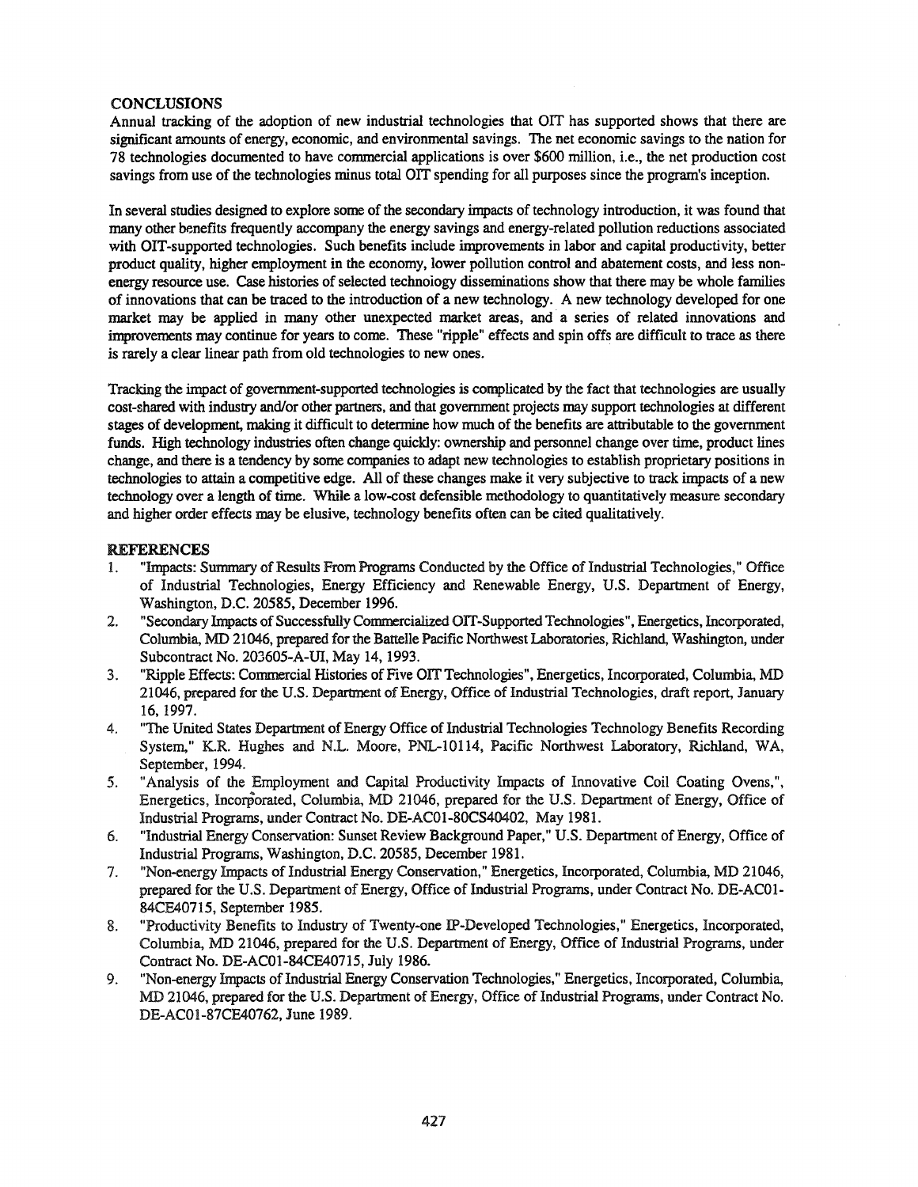## CONCLUSIONS

Annual tracking of the adoption of new industrial technologies that OIT has supported shows that there are significant amounts of energy, economic, and environmental savings. The net economic savings to the nation for 78 technologies documented to have commercial applications is over $600 million, i.e., the net production cost savings from use of the technologies minus total OIT spending for all purposes since the program's inception.

In several studies designed to explore some of the secondary impacts of technology introduction, it was found that many other benefits frequently accompany the energy savings and energy-related pollution reductions associated with OIT-supported technologies. Such benefits include improvements in labor and capital productivity, better product quality, higher employment in the economy, lower pollution control and abatement costs, and less non-energy resource use. Case histories of selected technology disseminations show that there may be whole families of innovations that can be traced to the introduction of a new technology. A new technology developed for one market may be applied in many other unexpected market areas, and a series of related innovations and improvements may continue for years to come. These "ripple" effects and spin offs are difficult to trace as there is rarely a clear linear path from old technologies to new ones.

Tracking the impact of government-supported technologies is complicated by the fact that technologies are usually cost-shared with industry and/or other partners, and that government projects may support technologies at different stages of development, making it difficult to determine how much of the benefits are attributable to the government funds. High technology industries often change quickly: ownership and personnel change over time, product lines change, and there is a tendency by some companies to adapt new technologies to establish proprietary positions in technologies to attain a competitive edge. All of these changes make it very subjective to track impacts of a new technology over a length of time. While a low-cost defensible methodology to quantitatively measure secondary and higher order effects may be elusive, technology benefits often can be cited qualitatively.

## REFERENCES

1. "Impacts: Summary of Results From Programs Conducted by the Office of Industrial Technologies," Office of Industrial Technologies, Energy Efficiency and Renewable Energy, U.S. Department of Energy, Washington, D.C. 20585, December 1996.
2. "Secondary Impacts of Successfully Commercialized OIT-Supported Technologies", Energetics, Incorporated, Columbia, MD 21046, prepared for the Battelle Pacific Northwest Laboratories, Richland, Washington, under Subcontract No. 203605-A-UI, May 14, 1993.
3. "Ripple Effects: Commercial Histories of Five OIT Technologies", Energetics, Incorporated, Columbia, MD 21046, prepared for the U.S. Department of Energy, Office of Industrial Technologies, draft report, January 16, 1997.
4. "The United States Department of Energy Office of Industrial Technologies Technology Benefits Recording System," K.R. Hughes and N.L. Moore, PNL-10114, Pacific Northwest Laboratory, Richland, WA, September, 1994.
5. "Analysis of the Employment and Capital Productivity Impacts of Innovative Coil Coating Ovens,", Energetics, Incorporated, Columbia, MD 21046, prepared for the U.S. Department of Energy, Office of Industrial Programs, under Contract No. DE-AC01-80CS40402, May 1981.
6. "Industrial Energy Conservation: Sunset Review Background Paper," U.S. Department of Energy, Office of Industrial Programs, Washington, D.C. 20585, December 1981.
7. "Non-energy Impacts of Industrial Energy Conservation," Energetics, Incorporated, Columbia, MD 21046, prepared for the U.S. Department of Energy, Office of Industrial Programs, under Contract No. DE-AC01-84CE40715, September 1985.
8. "Productivity Benefits to Industry of Twenty-one IP-Developed Technologies," Energetics, Incorporated, Columbia, MD 21046, prepared for the U.S. Department of Energy, Office of Industrial Programs, under Contract No. DE-AC01-84CE40715, July 1986.
9. "Non-energy Impacts of Industrial Energy Conservation Technologies," Energetics, Incorporated, Columbia, MD 21046, prepared for the U.S. Department of Energy, Office of Industrial Programs, under Contract No. DE-AC01-87CE40762, June 1989.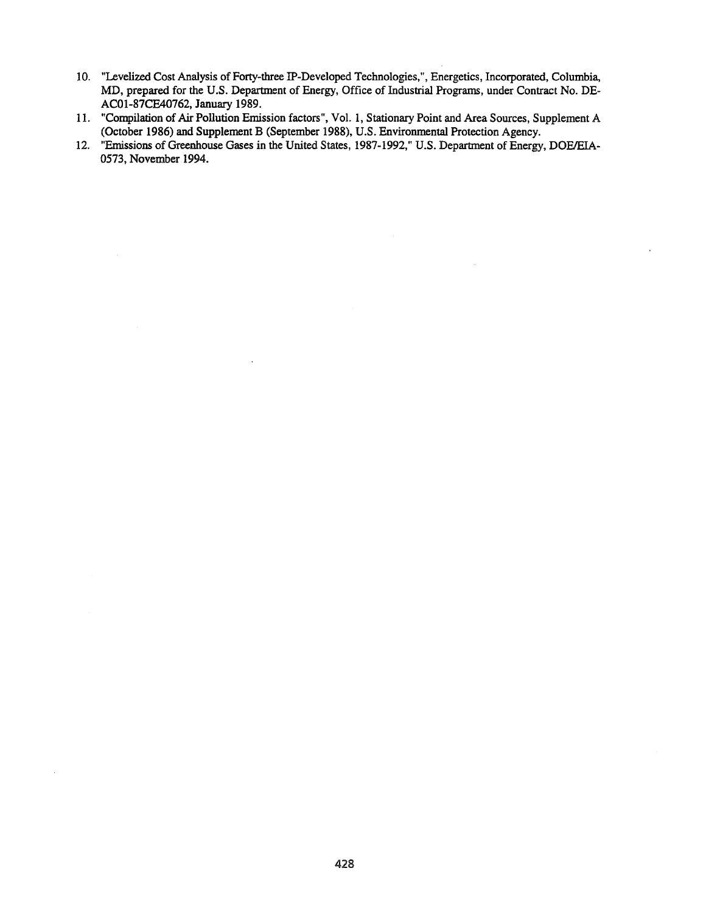10. "Levelized Cost Analysis of Forty-three IP-Developed Technologies,", Energetics, Incorporated, Columbia, MD, prepared for the U.S. Department of Energy, Office of Industrial Programs, under Contract No. DE-AC01-87CE40762, January 1989.
11. "Compilation of Air Pollution Emission factors", Vol. 1, Stationary Point and Area Sources, Supplement A (October 1986) and Supplement B (September 1988), U.S. Environmental Protection Agency.
12. "Emissions of Greenhouse Gases in the United States, 1987-1992," U.S. Department of Energy, DOE/EIA-0573, November 1994.